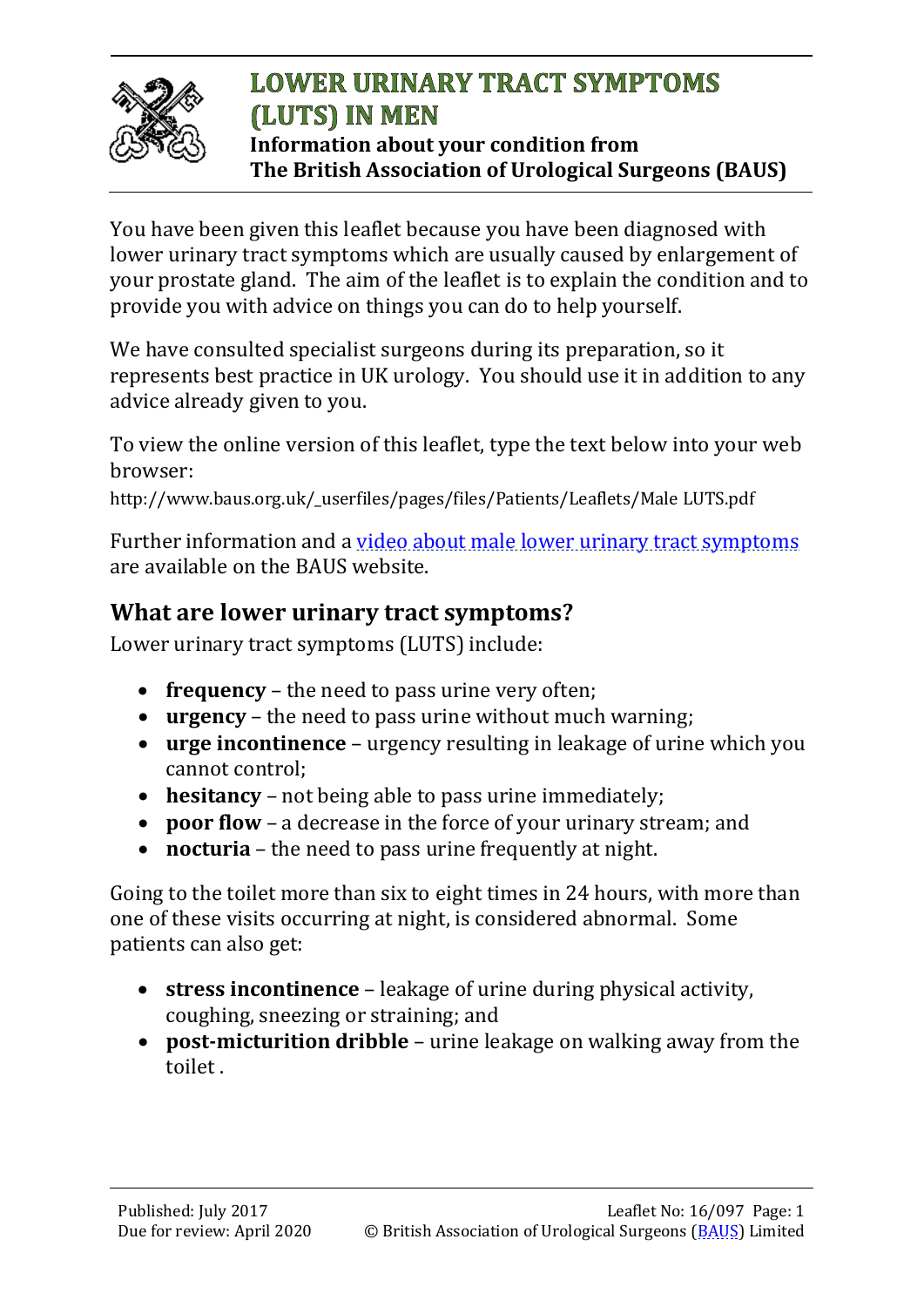# LOWER URINARY TRACT SYMPTOMS (LUTS) IN MEN

**Information about your condition from The British Association of Urological Surgeons (BAUS)**

You have been given this leaflet because you have been diagnosed with lower urinary tract symptoms which are usually caused by enlargement of your prostate gland. The aim of the leaflet is to explain the condition and to provide you with advice on things you can do to help yourself.

We have consulted specialist surgeons during its preparation, so it represents best practice in UK urology. You should use it in addition to any advice already given to you.

To view the online version of this leaflet, type the text below into your web browser:

http://www.baus.org.uk/_userfiles/pages/files/Patients/Leaflets/Male LUTS.pdf

Further information and a video about male lower urinary tract symptoms are available on the BAUS website.

## What are lower urinary tract symptoms?

Lower urinary tract symptoms (LUTS) include:

- **frequency** – the need to pass urine very often;
- **urgency** – the need to pass urine without much warning;
- **urge incontinence** – urgency resulting in leakage of urine which you cannot control;
- **hesitancy** – not being able to pass urine immediately;
- **poor flow** – a decrease in the force of your urinary stream; and
- **nocturia** – the need to pass urine frequently at night.

Going to the toilet more than six to eight times in 24 hours, with more than one of these visits occurring at night, is considered abnormal. Some patients can also get:

- **stress incontinence** – leakage of urine during physical activity, coughing, sneezing or straining; and
- **post-micturition dribble** – urine leakage on walking away from the toilet .

Published: July 2017
Due for review: April 2020
Leaflet No: 16/097
© British Association of Urological Surgeons (BAUS) Limited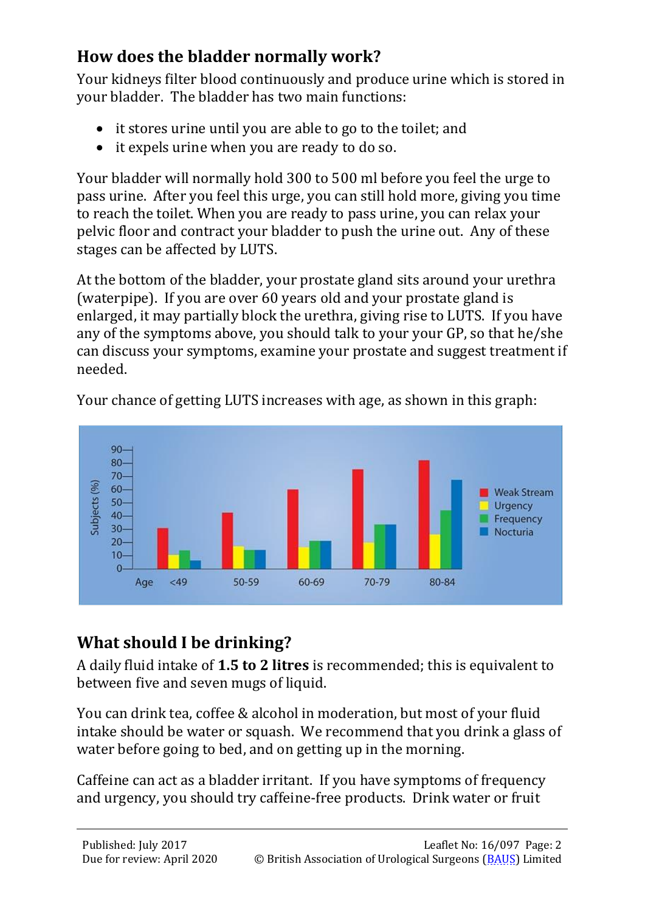## How does the bladder normally work?

Your kidneys filter blood continuously and produce urine which is stored in your bladder. The bladder has two main functions:

- it stores urine until you are able to go to the toilet; and
- it expels urine when you are ready to do so.

Your bladder will normally hold 300 to 500 ml before you feel the urge to pass urine. After you feel this urge, you can still hold more, giving you time to reach the toilet. When you are ready to pass urine, you can relax your pelvic floor and contract your bladder to push the urine out. Any of these stages can be affected by LUTS.

At the bottom of the bladder, your prostate gland sits around your urethra (waterpipe). If you are over 60 years old and your prostate gland is enlarged, it may partially block the urethra, giving rise to LUTS. If you have any of the symptoms above, you should talk to your your GP, so that he/she can discuss your symptoms, examine your prostate and suggest treatment if needed.

Your chance of getting LUTS increases with age, as shown in this graph:

## What should I be drinking?

A daily fluid intake of **1.5 to 2 litres** is recommended; this is equivalent to between five and seven mugs of liquid.

You can drink tea, coffee & alcohol in moderation, but most of your fluid intake should be water or squash. We recommend that you drink a glass of water before going to bed, and on getting up in the morning.

Caffeine can act as a bladder irritant. If you have symptoms of frequency and urgency, you should try caffeine-free products. Drink water or fruit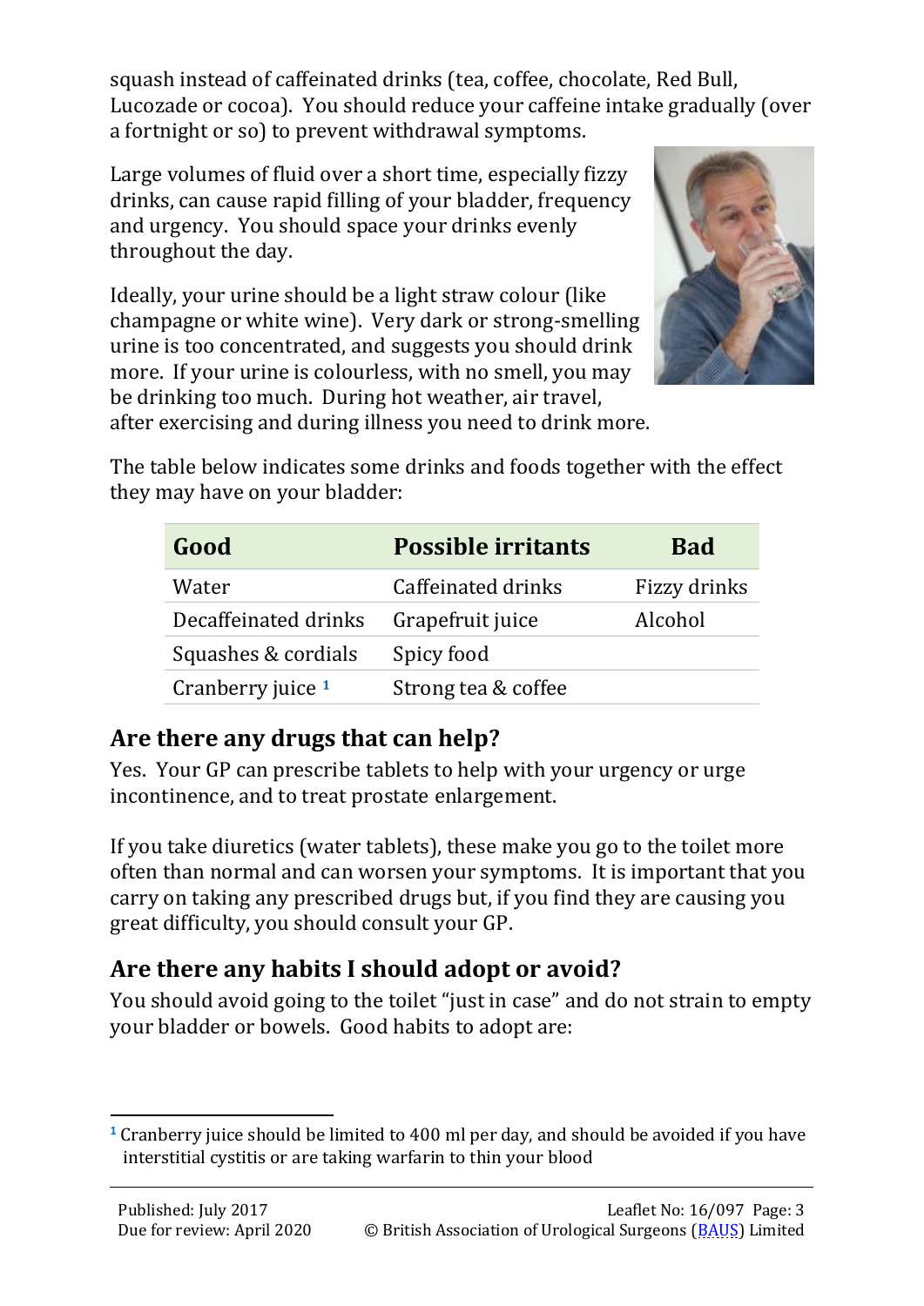squash instead of caffeinated drinks (tea, coffee, chocolate, Red Bull, Lucozade or cocoa). You should reduce your caffeine intake gradually (over a fortnight or so) to prevent withdrawal symptoms.

Large volumes of fluid over a short time, especially fizzy drinks, can cause rapid filling of your bladder, frequency and urgency. You should space your drinks evenly throughout the day.

Ideally, your urine should be a light straw colour (like champagne or white wine). Very dark or strong-smelling urine is too concentrated, and suggests you should drink more. If your urine is colourless, with no smell, you may be drinking too much. During hot weather, air travel, after exercising and during illness you need to drink more.

The table below indicates some drinks and foods together with the effect they may have on your bladder:

| Good | Possible irritants | Bad |
|---|---|---|
| Water | Caffeinated drinks | Fizzy drinks |
| Decaffeinated drinks | Grapefruit juice | Alcohol |
| Squashes & cordials | Spicy food | |
| Cranberry juice [1] | Strong tea & coffee | |

## Are there any drugs that can help?

Yes. Your GP can prescribe tablets to help with your urgency or urge incontinence, and to treat prostate enlargement.

If you take diuretics (water tablets), these make you go to the toilet more often than normal and can worsen your symptoms. It is important that you carry on taking any prescribed drugs but, if you find they are causing you great difficulty, you should consult your GP.

## Are there any habits I should adopt or avoid?

You should avoid going to the toilet "just in case" and do not strain to empty your bladder or bowels. Good habits to adopt are:

---

[1] Cranberry juice should be limited to 400 ml per day, and should be avoided if you have interstitial cystitis or are taking warfarin to thin your blood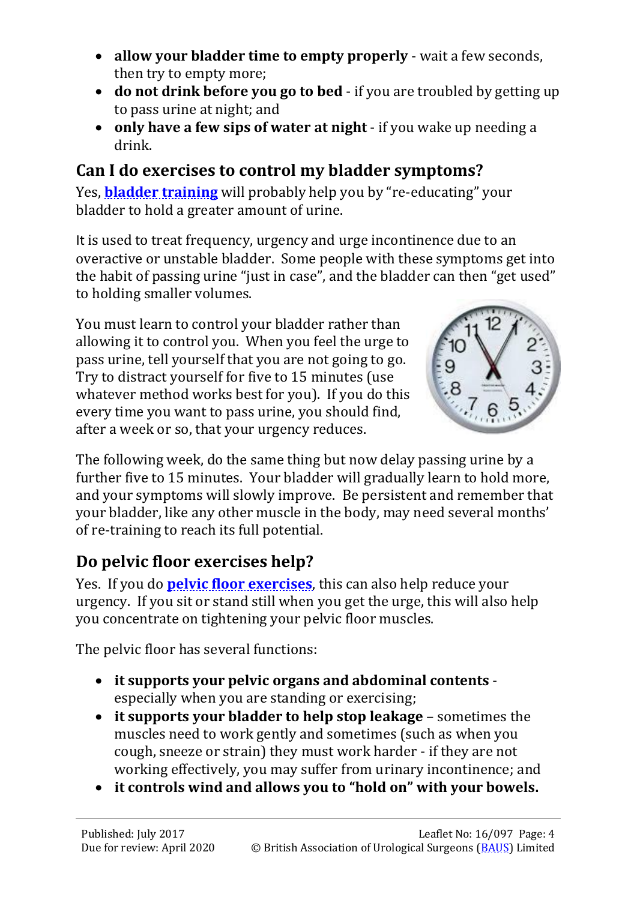- **allow your bladder time to empty properly** - wait a few seconds, then try to empty more;
- **do not drink before you go to bed** - if you are troubled by getting up to pass urine at night; and
- **only have a few sips of water at night** - if you wake up needing a drink.

## Can I do exercises to control my bladder symptoms?

Yes, **bladder training** will probably help you by "re-educating" your bladder to hold a greater amount of urine.

It is used to treat frequency, urgency and urge incontinence due to an overactive or unstable bladder. Some people with these symptoms get into the habit of passing urine "just in case", and the bladder can then "get used" to holding smaller volumes.

You must learn to control your bladder rather than allowing it to control you. When you feel the urge to pass urine, tell yourself that you are not going to go. Try to distract yourself for five to 15 minutes (use whatever method works best for you). If you do this every time you want to pass urine, you should find, after a week or so, that your urgency reduces.

The following week, do the same thing but now delay passing urine by a further five to 15 minutes. Your bladder will gradually learn to hold more, and your symptoms will slowly improve. Be persistent and remember that your bladder, like any other muscle in the body, may need several months' of re-training to reach its full potential.

## Do pelvic floor exercises help?

Yes. If you do **pelvic floor exercises**, this can also help reduce your urgency. If you sit or stand still when you get the urge, this will also help you concentrate on tightening your pelvic floor muscles.

The pelvic floor has several functions:

- **it supports your pelvic organs and abdominal contents** - especially when you are standing or exercising;
- **it supports your bladder to help stop leakage** – sometimes the muscles need to work gently and sometimes (such as when you cough, sneeze or strain) they must work harder - if they are not working effectively, you may suffer from urinary incontinence; and
- **it controls wind and allows you to "hold on" with your bowels.**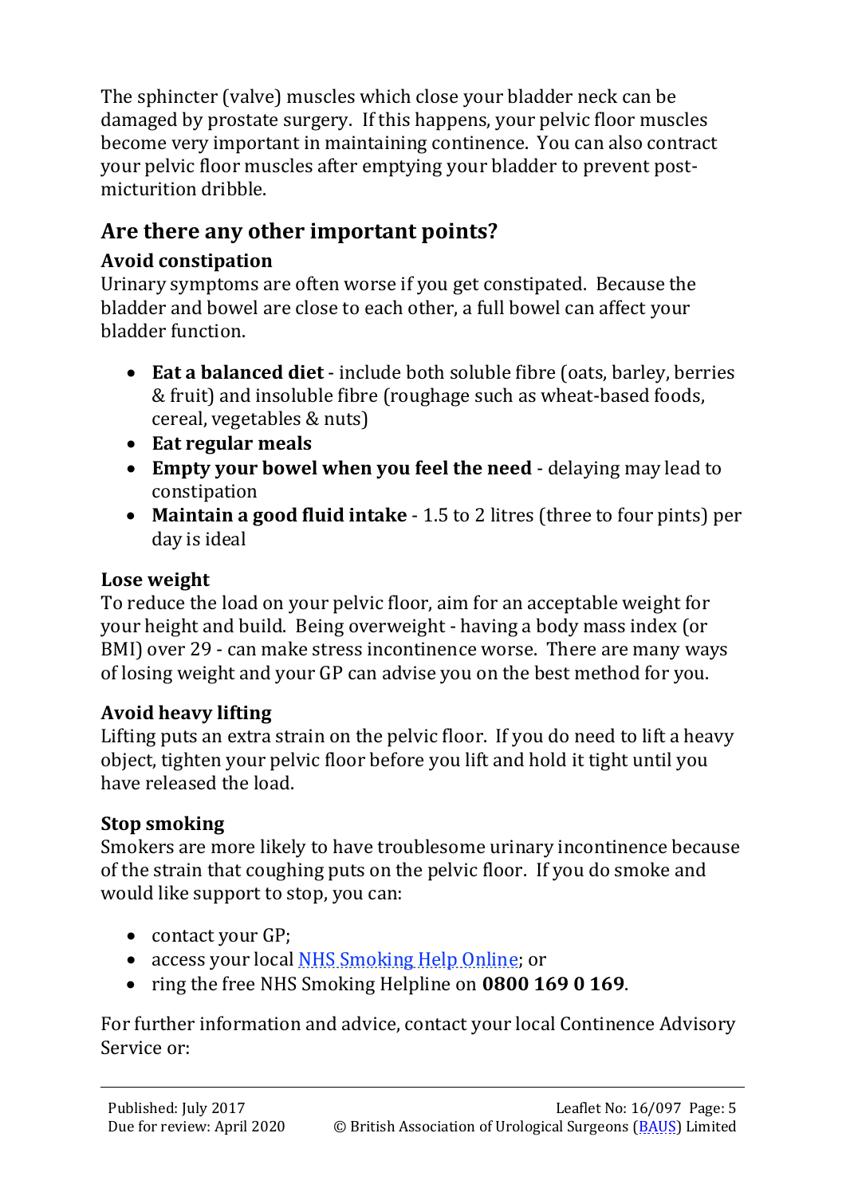The sphincter (valve) muscles which close your bladder neck can be damaged by prostate surgery. If this happens, your pelvic floor muscles become very important in maintaining continence. You can also contract your pelvic floor muscles after emptying your bladder to prevent post-micturition dribble.

## Are there any other important points?

### Avoid constipation

Urinary symptoms are often worse if you get constipated. Because the bladder and bowel are close to each other, a full bowel can affect your bladder function.

- **Eat a balanced diet** - include both soluble fibre (oats, barley, berries & fruit) and insoluble fibre (roughage such as wheat-based foods, cereal, vegetables & nuts)
- **Eat regular meals**
- **Empty your bowel when you feel the need** - delaying may lead to constipation
- **Maintain a good fluid intake** - 1.5 to 2 litres (three to four pints) per day is ideal

### Lose weight

To reduce the load on your pelvic floor, aim for an acceptable weight for your height and build. Being overweight - having a body mass index (or BMI) over 29 - can make stress incontinence worse. There are many ways of losing weight and your GP can advise you on the best method for you.

### Avoid heavy lifting

Lifting puts an extra strain on the pelvic floor. If you do need to lift a heavy object, tighten your pelvic floor before you lift and hold it tight until you have released the load.

### Stop smoking

Smokers are more likely to have troublesome urinary incontinence because of the strain that coughing puts on the pelvic floor. If you do smoke and would like support to stop, you can:

- contact your GP;
- access your local NHS Smoking Help Online; or
- ring the free NHS Smoking Helpline on **0800 169 0 169**.

For further information and advice, contact your local Continence Advisory Service or: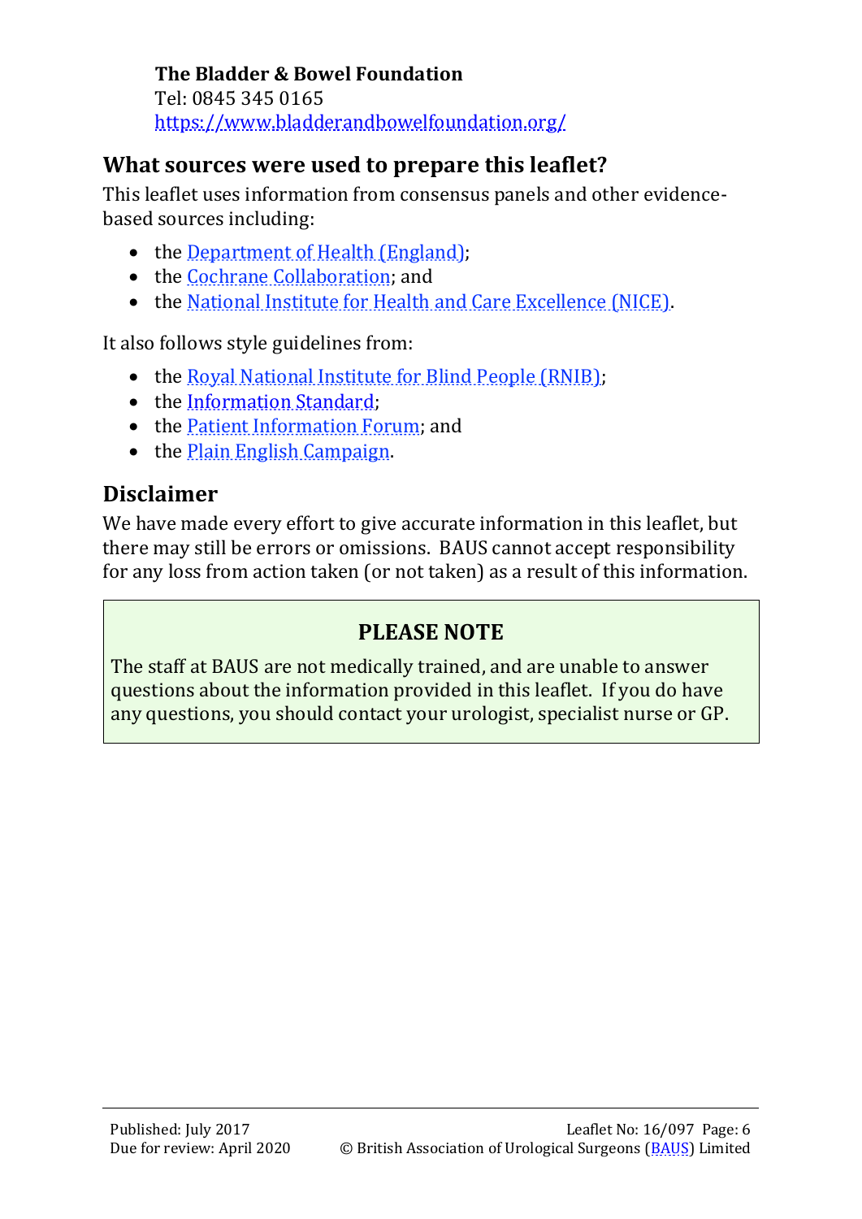**The Bladder & Bowel Foundation**
Tel: 0845 345 0165
https://www.bladderandbowelfoundation.org/

## What sources were used to prepare this leaflet?

This leaflet uses information from consensus panels and other evidence-based sources including:

- the Department of Health (England);
- the Cochrane Collaboration; and
- the National Institute for Health and Care Excellence (NICE).

It also follows style guidelines from:

- the Royal National Institute for Blind People (RNIB);
- the Information Standard;
- the Patient Information Forum; and
- the Plain English Campaign.

## Disclaimer

We have made every effort to give accurate information in this leaflet, but there may still be errors or omissions. BAUS cannot accept responsibility for any loss from action taken (or not taken) as a result of this information.

**PLEASE NOTE**

The staff at BAUS are not medically trained, and are unable to answer questions about the information provided in this leaflet. If you do have any questions, you should contact your urologist, specialist nurse or GP.

Published: July 2017
Due for review: April 2020
Leaflet No: 16/097
© British Association of Urological Surgeons (BAUS) Limited